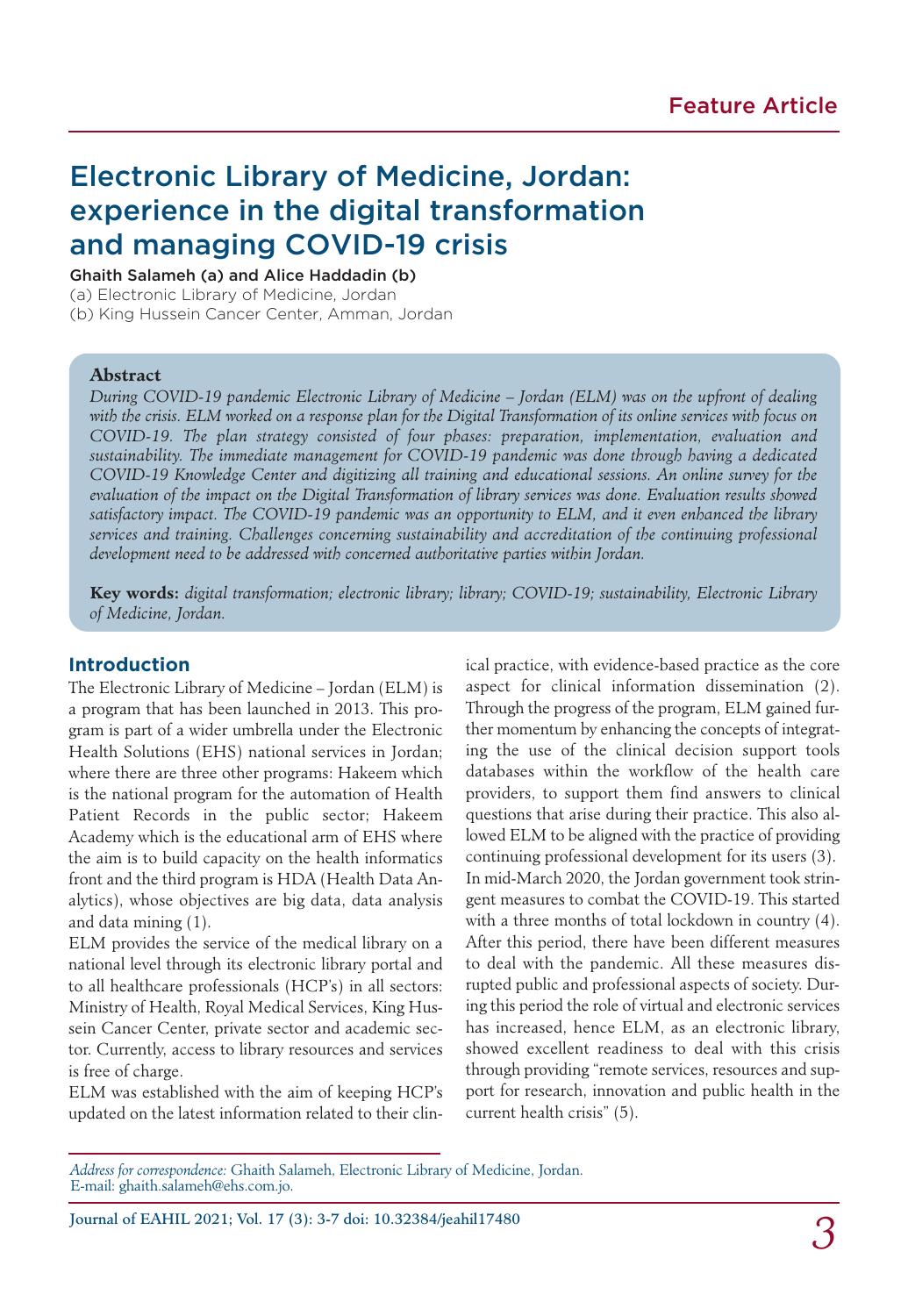Feature Article

# Electronic Library of Medicine, Jordan: experience in the digital transformation and managing COVID-19 crisis

Ghaith Salameh (a) and Alice Haddadin (b)

(a) Electronic Library of Medicine, Jordan
(b) King Hussein Cancer Center, Amman, Jordan

**Abstract**

*During COVID-19 pandemic Electronic Library of Medicine – Jordan (ELM) was on the upfront of dealing with the crisis. ELM worked on a response plan for the Digital Transformation of its online services with focus on COVID-19. The plan strategy consisted of four phases: preparation, implementation, evaluation and sustainability. The immediate management for COVID-19 pandemic was done through having a dedicated COVID-19 Knowledge Center and digitizing all training and educational sessions. An online survey for the evaluation of the impact on the Digital Transformation of library services was done. Evaluation results showed satisfactory impact. The COVID-19 pandemic was an opportunity to ELM, and it even enhanced the library services and training. Challenges concerning sustainability and accreditation of the continuing professional development need to be addressed with concerned authoritative parties within Jordan.*

**Key words:** *digital transformation; electronic library; library; COVID-19; sustainability, Electronic Library of Medicine, Jordan.*

## Introduction

The Electronic Library of Medicine – Jordan (ELM) is a program that has been launched in 2013. This program is part of a wider umbrella under the Electronic Health Solutions (EHS) national services in Jordan; where there are three other programs: Hakeem which is the national program for the automation of Health Patient Records in the public sector; Hakeem Academy which is the educational arm of EHS where the aim is to build capacity on the health informatics front and the third program is HDA (Health Data Analytics), whose objectives are big data, data analysis and data mining (1).

ELM provides the service of the medical library on a national level through its electronic library portal and to all healthcare professionals (HCP's) in all sectors: Ministry of Health, Royal Medical Services, King Hussein Cancer Center, private sector and academic sector. Currently, access to library resources and services is free of charge.

ELM was established with the aim of keeping HCP's updated on the latest information related to their clinical practice, with evidence-based practice as the core aspect for clinical information dissemination (2). Through the progress of the program, ELM gained further momentum by enhancing the concepts of integrating the use of the clinical decision support tools databases within the workflow of the health care providers, to support them find answers to clinical questions that arise during their practice. This also allowed ELM to be aligned with the practice of providing continuing professional development for its users (3).

In mid-March 2020, the Jordan government took stringent measures to combat the COVID-19. This started with a three months of total lockdown in country (4). After this period, there have been different measures to deal with the pandemic. All these measures disrupted public and professional aspects of society. During this period the role of virtual and electronic services has increased, hence ELM, as an electronic library, showed excellent readiness to deal with this crisis through providing "remote services, resources and support for research, innovation and public health in the current health crisis" (5).

*Address for correspondence:* Ghaith Salameh, Electronic Library of Medicine, Jordan.
E-mail: ghaith.salameh@ehs.com.jo.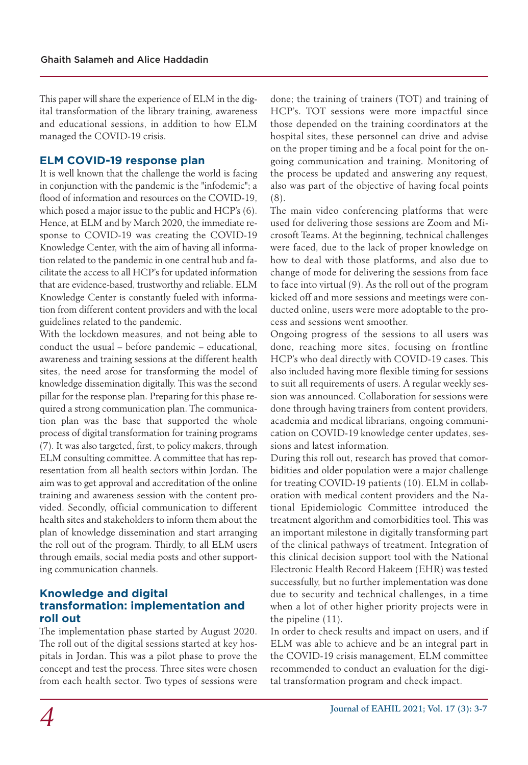This paper will share the experience of ELM in the digital transformation of the library training, awareness and educational sessions, in addition to how ELM managed the COVID-19 crisis.

## ELM COVID-19 response plan

It is well known that the challenge the world is facing in conjunction with the pandemic is the "infodemic"; a flood of information and resources on the COVID-19, which posed a major issue to the public and HCP's (6). Hence, at ELM and by March 2020, the immediate response to COVID-19 was creating the COVID-19 Knowledge Center, with the aim of having all information related to the pandemic in one central hub and facilitate the access to all HCP's for updated information that are evidence-based, trustworthy and reliable. ELM Knowledge Center is constantly fueled with information from different content providers and with the local guidelines related to the pandemic.

With the lockdown measures, and not being able to conduct the usual – before pandemic – educational, awareness and training sessions at the different health sites, the need arose for transforming the model of knowledge dissemination digitally. This was the second pillar for the response plan. Preparing for this phase required a strong communication plan. The communication plan was the base that supported the whole process of digital transformation for training programs (7). It was also targeted, first, to policy makers, through ELM consulting committee. A committee that has representation from all health sectors within Jordan. The aim was to get approval and accreditation of the online training and awareness session with the content provided. Secondly, official communication to different health sites and stakeholders to inform them about the plan of knowledge dissemination and start arranging the roll out of the program. Thirdly, to all ELM users through emails, social media posts and other supporting communication channels.

## Knowledge and digital transformation: implementation and roll out

The implementation phase started by August 2020. The roll out of the digital sessions started at key hospitals in Jordan. This was a pilot phase to prove the concept and test the process. Three sites were chosen from each health sector. Two types of sessions were done; the training of trainers (TOT) and training of HCP's. TOT sessions were more impactful since those depended on the training coordinators at the hospital sites, these personnel can drive and advise on the proper timing and be a focal point for the ongoing communication and training. Monitoring of the process be updated and answering any request, also was part of the objective of having focal points (8).

The main video conferencing platforms that were used for delivering those sessions are Zoom and Microsoft Teams. At the beginning, technical challenges were faced, due to the lack of proper knowledge on how to deal with those platforms, and also due to change of mode for delivering the sessions from face to face into virtual (9). As the roll out of the program kicked off and more sessions and meetings were conducted online, users were more adoptable to the process and sessions went smoother.

Ongoing progress of the sessions to all users was done, reaching more sites, focusing on frontline HCP's who deal directly with COVID-19 cases. This also included having more flexible timing for sessions to suit all requirements of users. A regular weekly session was announced. Collaboration for sessions were done through having trainers from content providers, academia and medical librarians, ongoing communication on COVID-19 knowledge center updates, sessions and latest information.

During this roll out, research has proved that comorbidities and older population were a major challenge for treating COVID-19 patients (10). ELM in collaboration with medical content providers and the National Epidemiologic Committee introduced the treatment algorithm and comorbidities tool. This was an important milestone in digitally transforming part of the clinical pathways of treatment. Integration of this clinical decision support tool with the National Electronic Health Record Hakeem (EHR) was tested successfully, but no further implementation was done due to security and technical challenges, in a time when a lot of other higher priority projects were in the pipeline (11).

In order to check results and impact on users, and if ELM was able to achieve and be an integral part in the COVID-19 crisis management, ELM committee recommended to conduct an evaluation for the digital transformation program and check impact.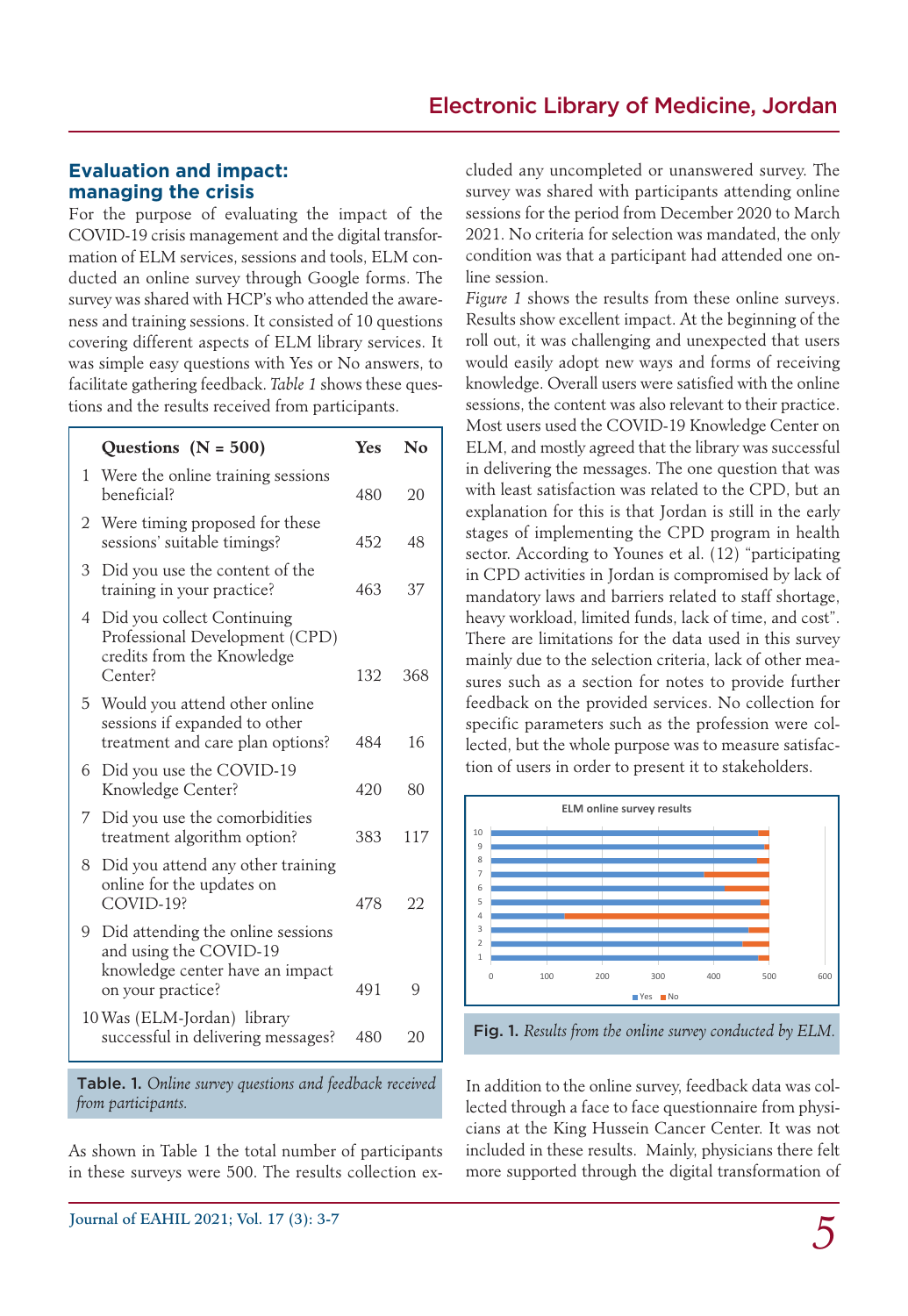## Evaluation and impact: managing the crisis

For the purpose of evaluating the impact of the COVID-19 crisis management and the digital transformation of ELM services, sessions and tools, ELM conducted an online survey through Google forms. The survey was shared with HCP's who attended the awareness and training sessions. It consisted of 10 questions covering different aspects of ELM library services. It was simple easy questions with Yes or No answers, to facilitate gathering feedback. *Table 1* shows these questions and the results received from participants.

| | Questions (N = 500) | Yes | No |
|---|---|---|---|
| 1 | Were the online training sessions beneficial? | 480 | 20 |
| 2 | Were timing proposed for these sessions' suitable timings? | 452 | 48 |
| 3 | Did you use the content of the training in your practice? | 463 | 37 |
| 4 | Did you collect Continuing Professional Development (CPD) credits from the Knowledge Center? | 132 | 368 |
| 5 | Would you attend other online sessions if expanded to other treatment and care plan options? | 484 | 16 |
| 6 | Did you use the COVID-19 Knowledge Center? | 420 | 80 |
| 7 | Did you use the comorbidities treatment algorithm option? | 383 | 117 |
| 8 | Did you attend any other training online for the updates on COVID-19? | 478 | 22 |
| 9 | Did attending the online sessions and using the COVID-19 knowledge center have an impact on your practice? | 491 | 9 |
| 10 | Was (ELM-Jordan) library successful in delivering messages? | 480 | 20 |

**Table. 1.** *Online survey questions and feedback received from participants.*

As shown in Table 1 the total number of participants in these surveys were 500. The results collection excluded any uncompleted or unanswered survey. The survey was shared with participants attending online sessions for the period from December 2020 to March 2021. No criteria for selection was mandated, the only condition was that a participant had attended one online session.

*Figure 1* shows the results from these online surveys. Results show excellent impact. At the beginning of the roll out, it was challenging and unexpected that users would easily adopt new ways and forms of receiving knowledge. Overall users were satisfied with the online sessions, the content was also relevant to their practice. Most users used the COVID-19 Knowledge Center on ELM, and mostly agreed that the library was successful in delivering the messages. The one question that was with least satisfaction was related to the CPD, but an explanation for this is that Jordan is still in the early stages of implementing the CPD program in health sector. According to Younes et al. (12) "participating in CPD activities in Jordan is compromised by lack of mandatory laws and barriers related to staff shortage, heavy workload, limited funds, lack of time, and cost". There are limitations for the data used in this survey mainly due to the selection criteria, lack of other measures such as a section for notes to provide further feedback on the provided services. No collection for specific parameters such as the profession were collected, but the whole purpose was to measure satisfaction of users in order to present it to stakeholders.

**Fig. 1.** *Results from the online survey conducted by ELM.*

In addition to the online survey, feedback data was collected through a face to face questionnaire from physicians at the King Hussein Cancer Center. It was not included in these results. Mainly, physicians there felt more supported through the digital transformation of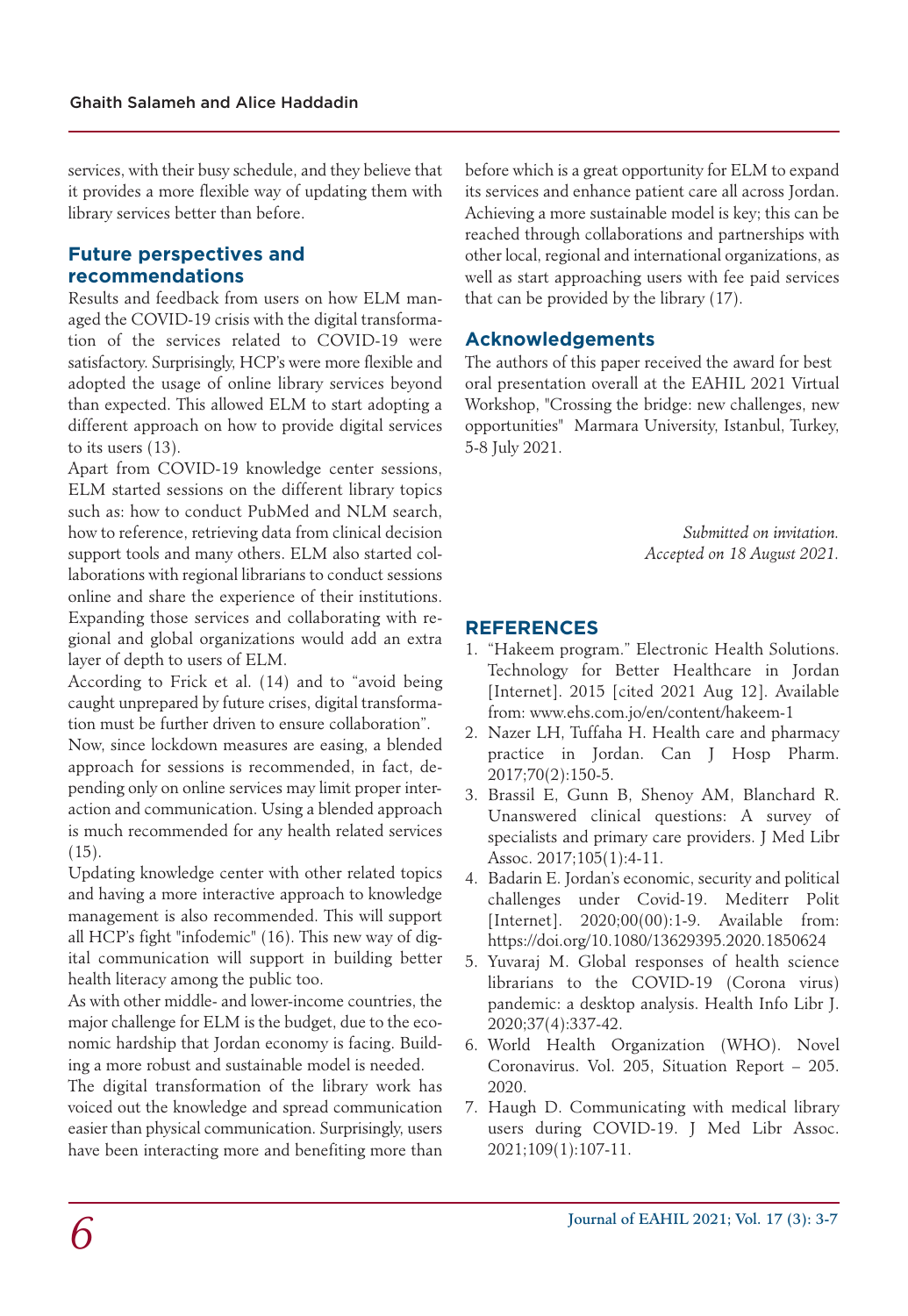services, with their busy schedule, and they believe that it provides a more flexible way of updating them with library services better than before.

## Future perspectives and recommendations

Results and feedback from users on how ELM managed the COVID-19 crisis with the digital transformation of the services related to COVID-19 were satisfactory. Surprisingly, HCP's were more flexible and adopted the usage of online library services beyond than expected. This allowed ELM to start adopting a different approach on how to provide digital services to its users (13).

Apart from COVID-19 knowledge center sessions, ELM started sessions on the different library topics such as: how to conduct PubMed and NLM search, how to reference, retrieving data from clinical decision support tools and many others. ELM also started collaborations with regional librarians to conduct sessions online and share the experience of their institutions. Expanding those services and collaborating with regional and global organizations would add an extra layer of depth to users of ELM.

According to Frick et al. (14) and to "avoid being caught unprepared by future crises, digital transformation must be further driven to ensure collaboration".

Now, since lockdown measures are easing, a blended approach for sessions is recommended, in fact, depending only on online services may limit proper interaction and communication. Using a blended approach is much recommended for any health related services (15).

Updating knowledge center with other related topics and having a more interactive approach to knowledge management is also recommended. This will support all HCP's fight "infodemic" (16). This new way of digital communication will support in building better health literacy among the public too.

As with other middle- and lower-income countries, the major challenge for ELM is the budget, due to the economic hardship that Jordan economy is facing. Building a more robust and sustainable model is needed.

The digital transformation of the library work has voiced out the knowledge and spread communication easier than physical communication. Surprisingly, users have been interacting more and benefiting more than before which is a great opportunity for ELM to expand its services and enhance patient care all across Jordan. Achieving a more sustainable model is key; this can be reached through collaborations and partnerships with other local, regional and international organizations, as well as start approaching users with fee paid services that can be provided by the library (17).

## Acknowledgements

The authors of this paper received the award for best oral presentation overall at the EAHIL 2021 Virtual Workshop, "Crossing the bridge: new challenges, new opportunities" Marmara University, Istanbul, Turkey, 5-8 July 2021.

*Submitted on invitation.*
*Accepted on 18 August 2021.*

## REFERENCES

1. "Hakeem program." Electronic Health Solutions. Technology for Better Healthcare in Jordan [Internet]. 2015 [cited 2021 Aug 12]. Available from: www.ehs.com.jo/en/content/hakeem-1
2. Nazer LH, Tuffaha H. Health care and pharmacy practice in Jordan. Can J Hosp Pharm. 2017;70(2):150-5.
3. Brassil E, Gunn B, Shenoy AM, Blanchard R. Unanswered clinical questions: A survey of specialists and primary care providers. J Med Libr Assoc. 2017;105(1):4-11.
4. Badarin E. Jordan's economic, security and political challenges under Covid-19. Mediterr Polit [Internet]. 2020;00(00):1-9. Available from: https://doi.org/10.1080/13629395.2020.1850624
5. Yuvaraj M. Global responses of health science librarians to the COVID-19 (Corona virus) pandemic: a desktop analysis. Health Info Libr J. 2020;37(4):337-42.
6. World Health Organization (WHO). Novel Coronavirus. Vol. 205, Situation Report – 205. 2020.
7. Haugh D. Communicating with medical library users during COVID-19. J Med Libr Assoc. 2021;109(1):107-11.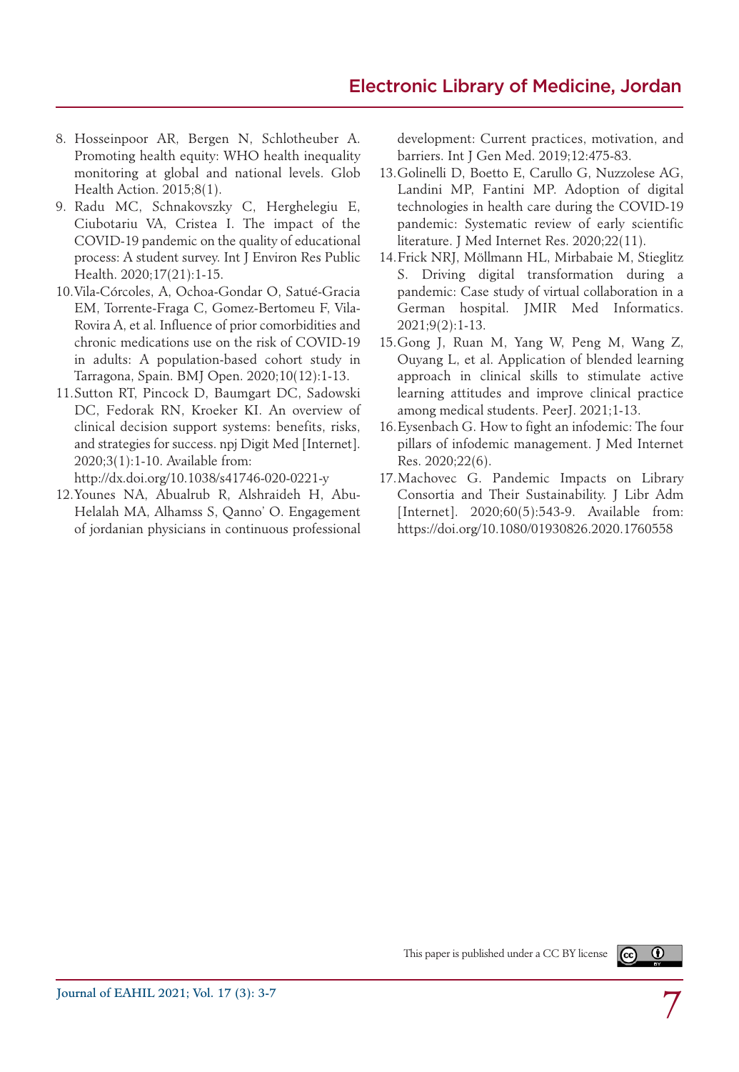8. Hosseinpoor AR, Bergen N, Schlotheuber A. Promoting health equity: WHO health inequality monitoring at global and national levels. Glob Health Action. 2015;8(1).
9. Radu MC, Schnakovszky C, Herghelegiu E, Ciubotariu VA, Cristea I. The impact of the COVID-19 pandemic on the quality of educational process: A student survey. Int J Environ Res Public Health. 2020;17(21):1-15.
10. Vila-Córcoles, A, Ochoa-Gondar O, Satué-Gracia EM, Torrente-Fraga C, Gomez-Bertomeu F, Vila-Rovira A, et al. Influence of prior comorbidities and chronic medications use on the risk of COVID-19 in adults: A population-based cohort study in Tarragona, Spain. BMJ Open. 2020;10(12):1-13.
11. Sutton RT, Pincock D, Baumgart DC, Sadowski DC, Fedorak RN, Kroeker KI. An overview of clinical decision support systems: benefits, risks, and strategies for success. npj Digit Med [Internet]. 2020;3(1):1-10. Available from: http://dx.doi.org/10.1038/s41746-020-0221-y
12. Younes NA, Abualrub R, Alshraideh H, Abu-Helalah MA, Alhamss S, Qanno' O. Engagement of jordanian physicians in continuous professional development: Current practices, motivation, and barriers. Int J Gen Med. 2019;12:475-83.
13. Golinelli D, Boetto E, Carullo G, Nuzzolese AG, Landini MP, Fantini MP. Adoption of digital technologies in health care during the COVID-19 pandemic: Systematic review of early scientific literature. J Med Internet Res. 2020;22(11).
14. Frick NRJ, Möllmann HL, Mirbabaie M, Stieglitz S. Driving digital transformation during a pandemic: Case study of virtual collaboration in a German hospital. JMIR Med Informatics. 2021;9(2):1-13.
15. Gong J, Ruan M, Yang W, Peng M, Wang Z, Ouyang L, et al. Application of blended learning approach in clinical skills to stimulate active learning attitudes and improve clinical practice among medical students. PeerJ. 2021;1-13.
16. Eysenbach G. How to fight an infodemic: The four pillars of infodemic management. J Med Internet Res. 2020;22(6).
17. Machovec G. Pandemic Impacts on Library Consortia and Their Sustainability. J Libr Adm [Internet]. 2020;60(5):543-9. Available from: https://doi.org/10.1080/01930826.2020.1760558

This paper is published under a CC BY license